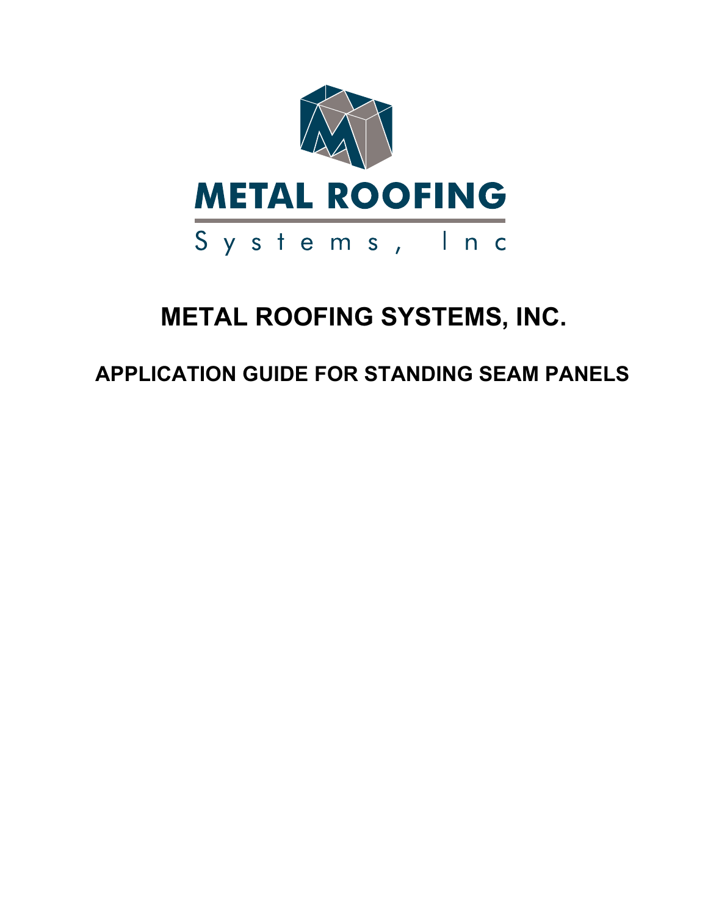METAL ROOFING

Systems, Inc

# METAL ROOFING SYSTEMS, INC.

## APPLICATION GUIDE FOR STANDING SEAM PANELS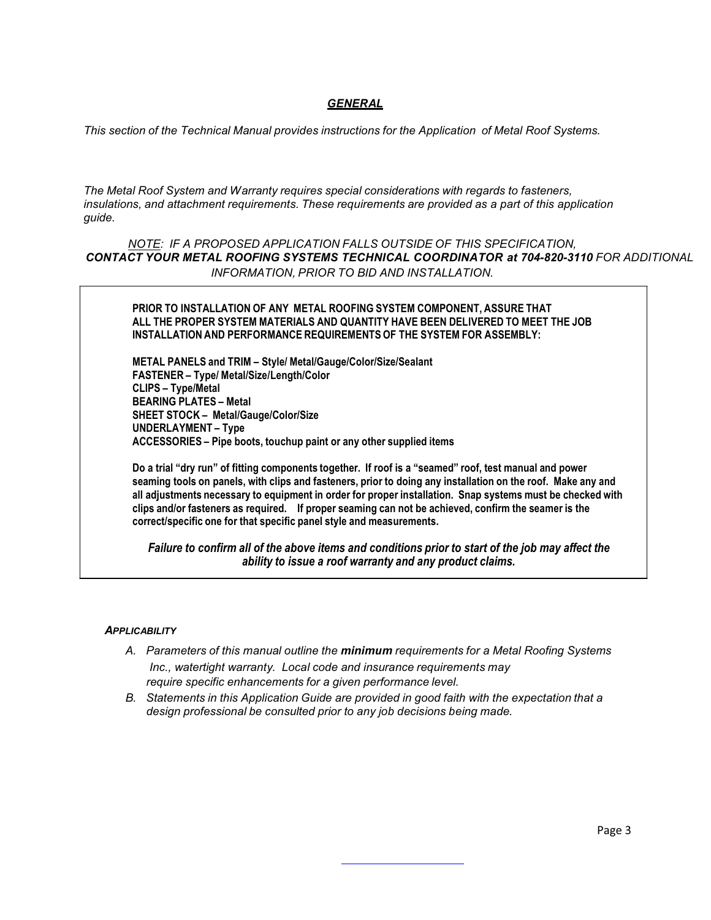## *GENERAL*

*This section of the Technical Manual provides instructions for the Application of Metal Roof Systems.*

*The Metal Roof System and Warranty requires special considerations with regards to fasteners, insulations, and attachment requirements. These requirements are provided as a part of this application guide.*

*NOTE: IF A PROPOSED APPLICATION FALLS OUTSIDE OF THIS SPECIFICATION,* ***CONTACT YOUR METAL ROOFING SYSTEMS TECHNICAL COORDINATOR at 704-820-3110*** *FOR ADDITIONAL INFORMATION, PRIOR TO BID AND INSTALLATION.*

**PRIOR TO INSTALLATION OF ANY METAL ROOFING SYSTEM COMPONENT, ASSURE THAT ALL THE PROPER SYSTEM MATERIALS AND QUANTITY HAVE BEEN DELIVERED TO MEET THE JOB INSTALLATION AND PERFORMANCE REQUIREMENTS OF THE SYSTEM FOR ASSEMBLY:**

**METAL PANELS and TRIM – Style/ Metal/Gauge/Color/Size/Sealant**
**FASTENER – Type/ Metal/Size/Length/Color**
**CLIPS – Type/Metal**
**BEARING PLATES – Metal**
**SHEET STOCK – Metal/Gauge/Color/Size**
**UNDERLAYMENT – Type**
**ACCESSORIES – Pipe boots, touchup paint or any other supplied items**

**Do a trial "dry run" of fitting components together. If roof is a "seamed" roof, test manual and power seaming tools on panels, with clips and fasteners, prior to doing any installation on the roof. Make any and all adjustments necessary to equipment in order for proper installation. Snap systems must be checked with clips and/or fasteners as required. If proper seaming can not be achieved, confirm the seamer is the correct/specific one for that specific panel style and measurements.**

***Failure to confirm all of the above items and conditions prior to start of the job may affect the ability to issue a roof warranty and any product claims.***

### *APPLICABILITY*

A. *Parameters of this manual outline the* ***minimum*** *requirements for a Metal Roofing Systems Inc., watertight warranty. Local code and insurance requirements may require specific enhancements for a given performance level.*
B. *Statements in this Application Guide are provided in good faith with the expectation that a design professional be consulted prior to any job decisions being made.*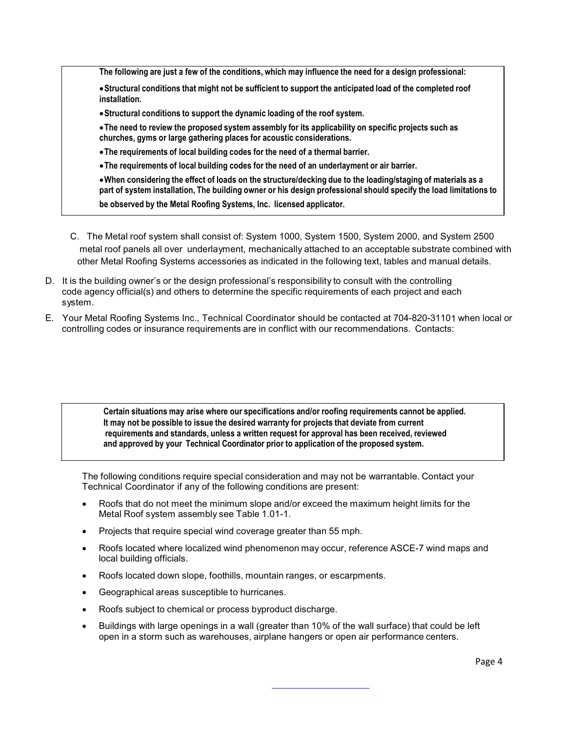**The following are just a few of the conditions, which may influence the need for a design professional:**

- **Structural conditions that might not be sufficient to support the anticipated load of the completed roof installation.**
- **Structural conditions to support the dynamic loading of the roof system.**
- **The need to review the proposed system assembly for its applicability on specific projects such as churches, gyms or large gathering places for acoustic considerations.**
- **The requirements of local building codes for the need of a thermal barrier.**
- **The requirements of local building codes for the need of an underlayment or air barrier.**
- **When considering the effect of loads on the structure/decking due to the loading/staging of materials as a part of system installation, The building owner or his design professional should specify the load limitations to be observed by the Metal Roofing Systems, Inc. licensed applicator.**

C. The Metal roof system shall consist of: System 1000, System 1500, System 2000, and System 2500 metal roof panels all over underlayment, mechanically attached to an acceptable substrate combined with other Metal Roofing Systems accessories as indicated in the following text, tables and manual details.

D. It is the building owner's or the design professional's responsibility to consult with the controlling code agency official(s) and others to determine the specific requirements of each project and each system.

E. Your Metal Roofing Systems Inc., Technical Coordinator should be contacted at 704-820-31101 when local or controlling codes or insurance requirements are in conflict with our recommendations. Contacts:

**Certain situations may arise where our specifications and/or roofing requirements cannot be applied. It may not be possible to issue the desired warranty for projects that deviate from current requirements and standards, unless a written request for approval has been received, reviewed and approved by your Technical Coordinator prior to application of the proposed system.**

The following conditions require special consideration and may not be warrantable. Contact your Technical Coordinator if any of the following conditions are present:

- Roofs that do not meet the minimum slope and/or exceed the maximum height limits for the Metal Roof system assembly see Table 1.01-1.
- Projects that require special wind coverage greater than 55 mph.
- Roofs located where localized wind phenomenon may occur, reference ASCE-7 wind maps and local building officials.
- Roofs located down slope, foothills, mountain ranges, or escarpments.
- Geographical areas susceptible to hurricanes.
- Roofs subject to chemical or process byproduct discharge.
- Buildings with large openings in a wall (greater than 10% of the wall surface) that could be left open in a storm such as warehouses, airplane hangers or open air performance centers.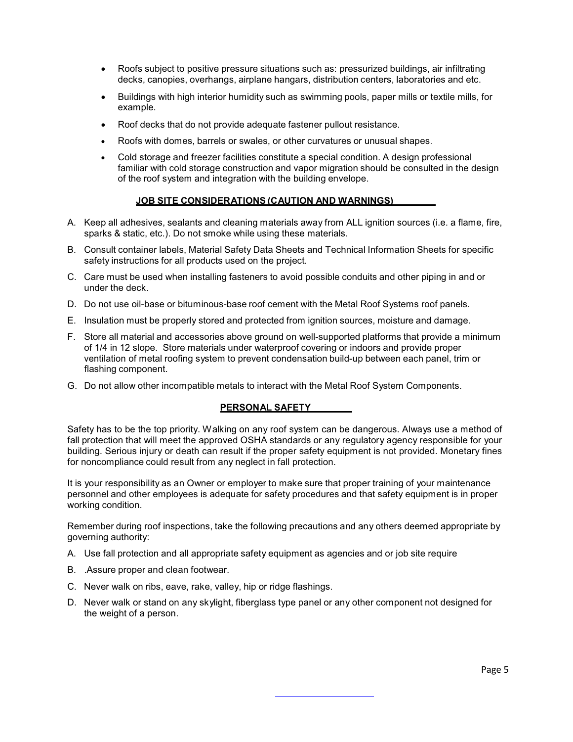- Roofs subject to positive pressure situations such as: pressurized buildings, air infiltrating decks, canopies, overhangs, airplane hangars, distribution centers, laboratories and etc.
- Buildings with high interior humidity such as swimming pools, paper mills or textile mills, for example.
- Roof decks that do not provide adequate fastener pullout resistance.
- Roofs with domes, barrels or swales, or other curvatures or unusual shapes.
- Cold storage and freezer facilities constitute a special condition. A design professional familiar with cold storage construction and vapor migration should be consulted in the design of the roof system and integration with the building envelope.

## JOB SITE CONSIDERATIONS (CAUTION AND WARNINGS)

A. Keep all adhesives, sealants and cleaning materials away from ALL ignition sources (i.e. a flame, fire, sparks & static, etc.). Do not smoke while using these materials.

B. Consult container labels, Material Safety Data Sheets and Technical Information Sheets for specific safety instructions for all products used on the project.

C. Care must be used when installing fasteners to avoid possible conduits and other piping in and or under the deck.

D. Do not use oil-base or bituminous-base roof cement with the Metal Roof Systems roof panels.

E. Insulation must be properly stored and protected from ignition sources, moisture and damage.

F. Store all material and accessories above ground on well-supported platforms that provide a minimum of 1/4 in 12 slope. Store materials under waterproof covering or indoors and provide proper ventilation of metal roofing system to prevent condensation build-up between each panel, trim or flashing component.

G. Do not allow other incompatible metals to interact with the Metal Roof System Components.

## PERSONAL SAFETY

Safety has to be the top priority. Walking on any roof system can be dangerous. Always use a method of fall protection that will meet the approved OSHA standards or any regulatory agency responsible for your building. Serious injury or death can result if the proper safety equipment is not provided. Monetary fines for noncompliance could result from any neglect in fall protection.

It is your responsibility as an Owner or employer to make sure that proper training of your maintenance personnel and other employees is adequate for safety procedures and that safety equipment is in proper working condition.

Remember during roof inspections, take the following precautions and any others deemed appropriate by governing authority:

A. Use fall protection and all appropriate safety equipment as agencies and or job site require

B. .Assure proper and clean footwear.

C. Never walk on ribs, eave, rake, valley, hip or ridge flashings.

D. Never walk or stand on any skylight, fiberglass type panel or any other component not designed for the weight of a person.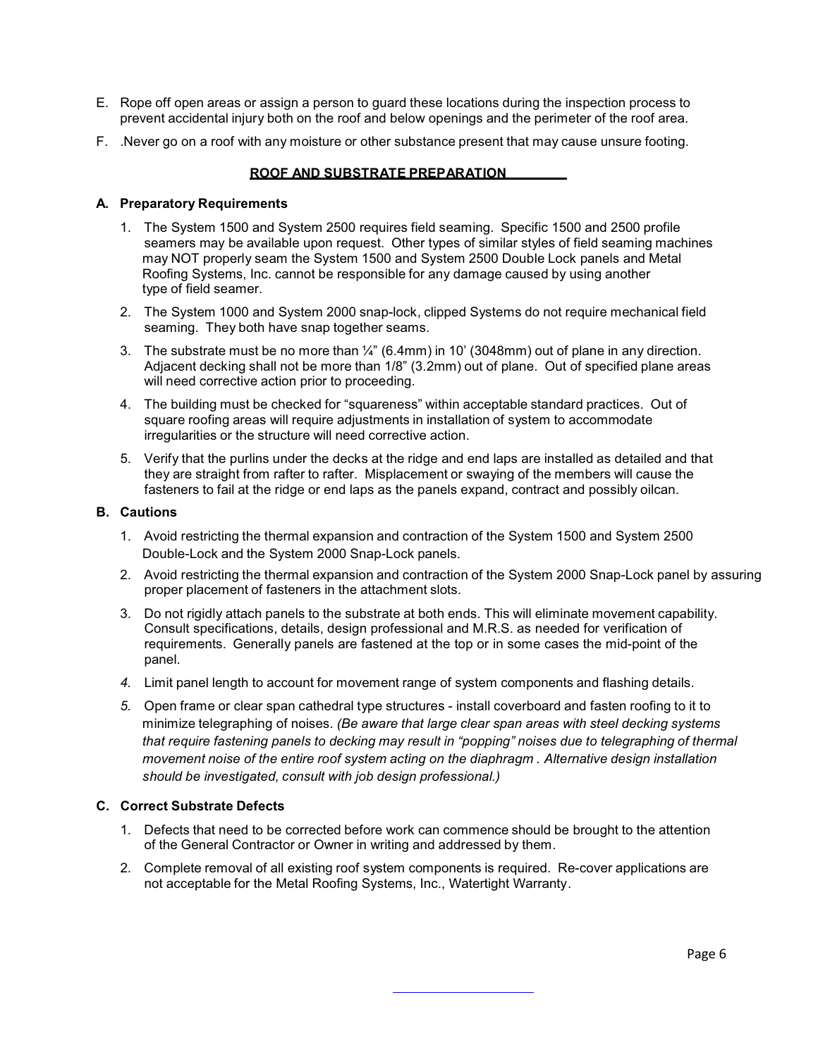E. Rope off open areas or assign a person to guard these locations during the inspection process to prevent accidental injury both on the roof and below openings and the perimeter of the roof area.

F. .Never go on a roof with any moisture or other substance present that may cause unsure footing.

## ROOF AND SUBSTRATE PREPARATION

### A. Preparatory Requirements

1. The System 1500 and System 2500 requires field seaming. Specific 1500 and 2500 profile seamers may be available upon request. Other types of similar styles of field seaming machines may NOT properly seam the System 1500 and System 2500 Double Lock panels and Metal Roofing Systems, Inc. cannot be responsible for any damage caused by using another type of field seamer.
2. The System 1000 and System 2000 snap-lock, clipped Systems do not require mechanical field seaming. They both have snap together seams.
3. The substrate must be no more than ¼" (6.4mm) in 10' (3048mm) out of plane in any direction. Adjacent decking shall not be more than 1/8" (3.2mm) out of plane. Out of specified plane areas will need corrective action prior to proceeding.
4. The building must be checked for "squareness" within acceptable standard practices. Out of square roofing areas will require adjustments in installation of system to accommodate irregularities or the structure will need corrective action.
5. Verify that the purlins under the decks at the ridge and end laps are installed as detailed and that they are straight from rafter to rafter. Misplacement or swaying of the members will cause the fasteners to fail at the ridge or end laps as the panels expand, contract and possibly oilcan.

### B. Cautions

1. Avoid restricting the thermal expansion and contraction of the System 1500 and System 2500 Double-Lock and the System 2000 Snap-Lock panels.
2. Avoid restricting the thermal expansion and contraction of the System 2000 Snap-Lock panel by assuring proper placement of fasteners in the attachment slots.
3. Do not rigidly attach panels to the substrate at both ends. This will eliminate movement capability. Consult specifications, details, design professional and M.R.S. as needed for verification of requirements. Generally panels are fastened at the top or in some cases the mid-point of the panel.
4. Limit panel length to account for movement range of system components and flashing details.
5. Open frame or clear span cathedral type structures - install coverboard and fasten roofing to it to minimize telegraphing of noises. *(Be aware that large clear span areas with steel decking systems that require fastening panels to decking may result in "popping" noises due to telegraphing of thermal movement noise of the entire roof system acting on the diaphragm . Alternative design installation should be investigated, consult with job design professional.)*

### C. Correct Substrate Defects

1. Defects that need to be corrected before work can commence should be brought to the attention of the General Contractor or Owner in writing and addressed by them.
2. Complete removal of all existing roof system components is required. Re-cover applications are not acceptable for the Metal Roofing Systems, Inc., Watertight Warranty.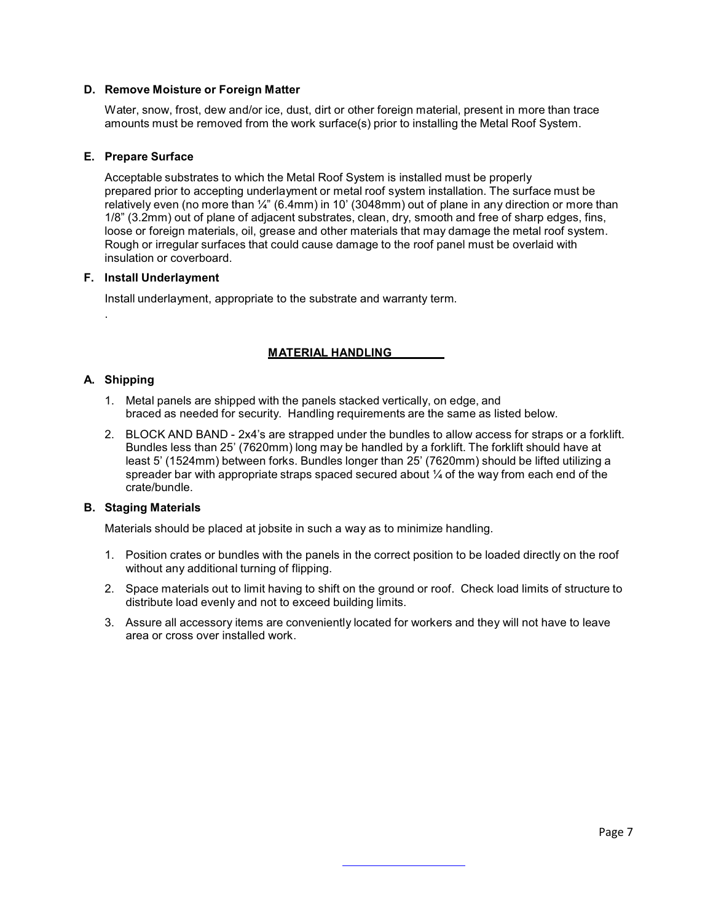**D. Remove Moisture or Foreign Matter**

Water, snow, frost, dew and/or ice, dust, dirt or other foreign material, present in more than trace amounts must be removed from the work surface(s) prior to installing the Metal Roof System.

**E. Prepare Surface**

Acceptable substrates to which the Metal Roof System is installed must be properly prepared prior to accepting underlayment or metal roof system installation. The surface must be relatively even (no more than ¼" (6.4mm) in 10' (3048mm) out of plane in any direction or more than 1/8" (3.2mm) out of plane of adjacent substrates, clean, dry, smooth and free of sharp edges, fins, loose or foreign materials, oil, grease and other materials that may damage the metal roof system. Rough or irregular surfaces that could cause damage to the roof panel must be overlaid with insulation or coverboard.

**F. Install Underlayment**

Install underlayment, appropriate to the substrate and warranty term.

.

## MATERIAL HANDLING

**A. Shipping**

1. Metal panels are shipped with the panels stacked vertically, on edge, and braced as needed for security. Handling requirements are the same as listed below.
2. BLOCK AND BAND - 2x4's are strapped under the bundles to allow access for straps or a forklift. Bundles less than 25' (7620mm) long may be handled by a forklift. The forklift should have at least 5' (1524mm) between forks. Bundles longer than 25' (7620mm) should be lifted utilizing a spreader bar with appropriate straps spaced secured about ¼ of the way from each end of the crate/bundle.

**B. Staging Materials**

Materials should be placed at jobsite in such a way as to minimize handling.

1. Position crates or bundles with the panels in the correct position to be loaded directly on the roof without any additional turning of flipping.
2. Space materials out to limit having to shift on the ground or roof. Check load limits of structure to distribute load evenly and not to exceed building limits.
3. Assure all accessory items are conveniently located for workers and they will not have to leave area or cross over installed work.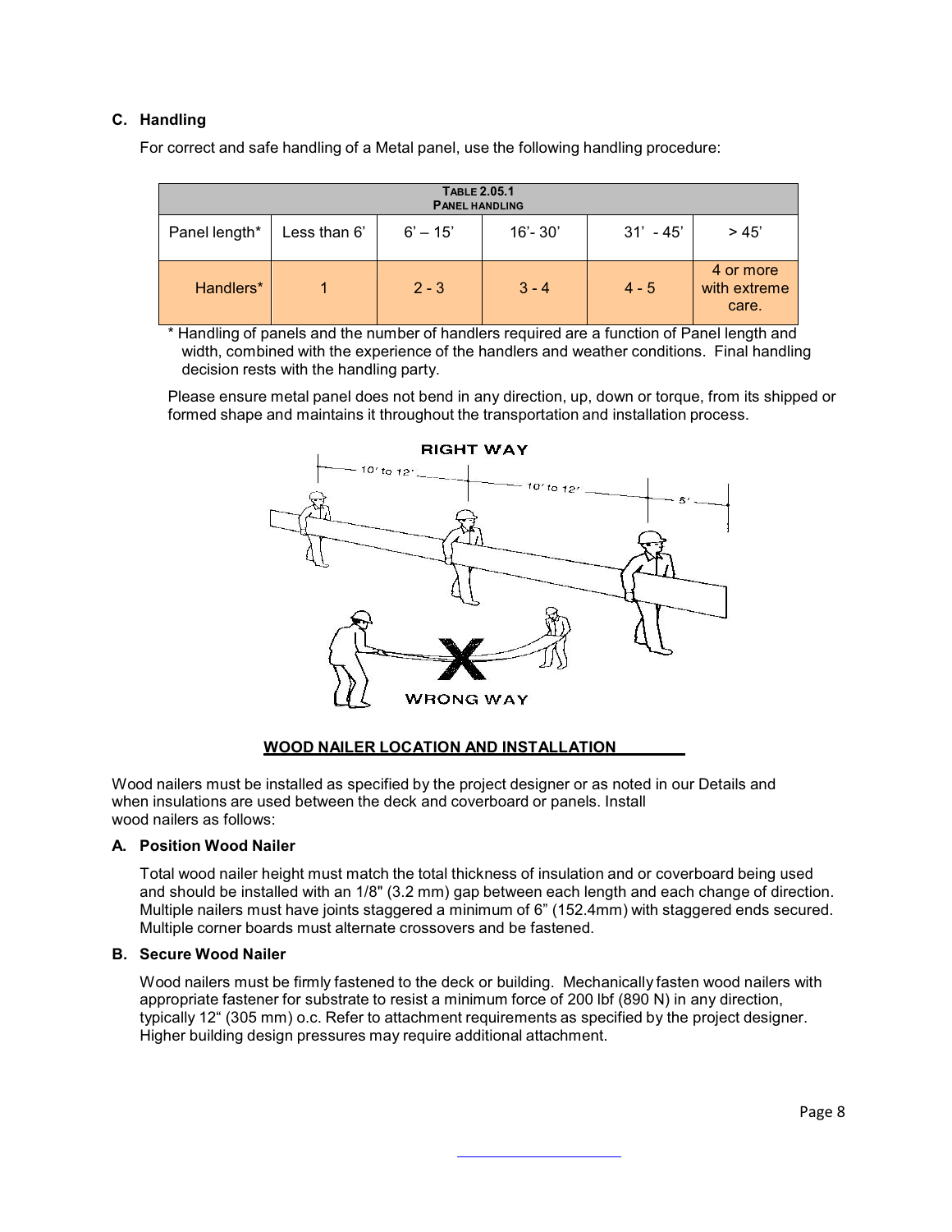### C. Handling

For correct and safe handling of a Metal panel, use the following handling procedure:

| TABLE 2.05.1<br>PANEL HANDLING | | | | | |
|---|---|---|---|---|---|
| Panel length* | Less than 6' | 6' – 15' | 16'- 30' | 31' - 45' | > 45' |
| Handlers* | 1 | 2 - 3 | 3 - 4 | 4 - 5 | 4 or more with extreme care. |

\* Handling of panels and the number of handlers required are a function of Panel length and width, combined with the experience of the handlers and weather conditions. Final handling decision rests with the handling party.

Please ensure metal panel does not bend in any direction, up, down or torque, from its shipped or formed shape and maintains it throughout the transportation and installation process.

RIGHT WAY

10' to 12'

10' to 12'

5'

WRONG WAY

**WOOD NAILER LOCATION AND INSTALLATION**

Wood nailers must be installed as specified by the project designer or as noted in our Details and when insulations are used between the deck and coverboard or panels. Install wood nailers as follows:

### A. Position Wood Nailer

Total wood nailer height must match the total thickness of insulation and or coverboard being used and should be installed with an 1/8" (3.2 mm) gap between each length and each change of direction. Multiple nailers must have joints staggered a minimum of 6" (152.4mm) with staggered ends secured. Multiple corner boards must alternate crossovers and be fastened.

### B. Secure Wood Nailer

Wood nailers must be firmly fastened to the deck or building. Mechanically fasten wood nailers with appropriate fastener for substrate to resist a minimum force of 200 lbf (890 N) in any direction, typically 12" (305 mm) o.c. Refer to attachment requirements as specified by the project designer. Higher building design pressures may require additional attachment.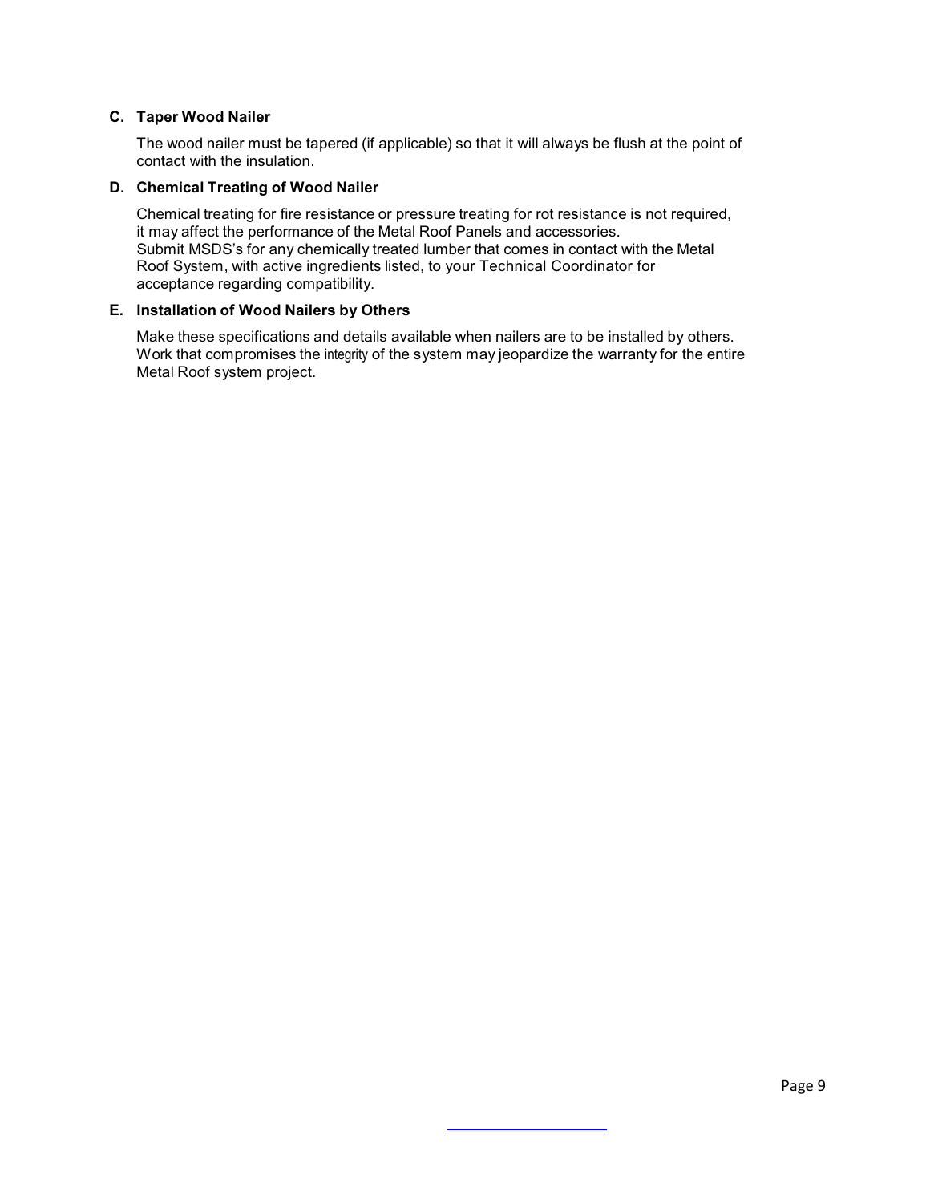### C. Taper Wood Nailer

The wood nailer must be tapered (if applicable) so that it will always be flush at the point of contact with the insulation.

### D. Chemical Treating of Wood Nailer

Chemical treating for fire resistance or pressure treating for rot resistance is not required, it may affect the performance of the Metal Roof Panels and accessories.
Submit MSDS's for any chemically treated lumber that comes in contact with the Metal Roof System, with active ingredients listed, to your Technical Coordinator for acceptance regarding compatibility.

### E. Installation of Wood Nailers by Others

Make these specifications and details available when nailers are to be installed by others. Work that compromises the integrity of the system may jeopardize the warranty for the entire Metal Roof system project.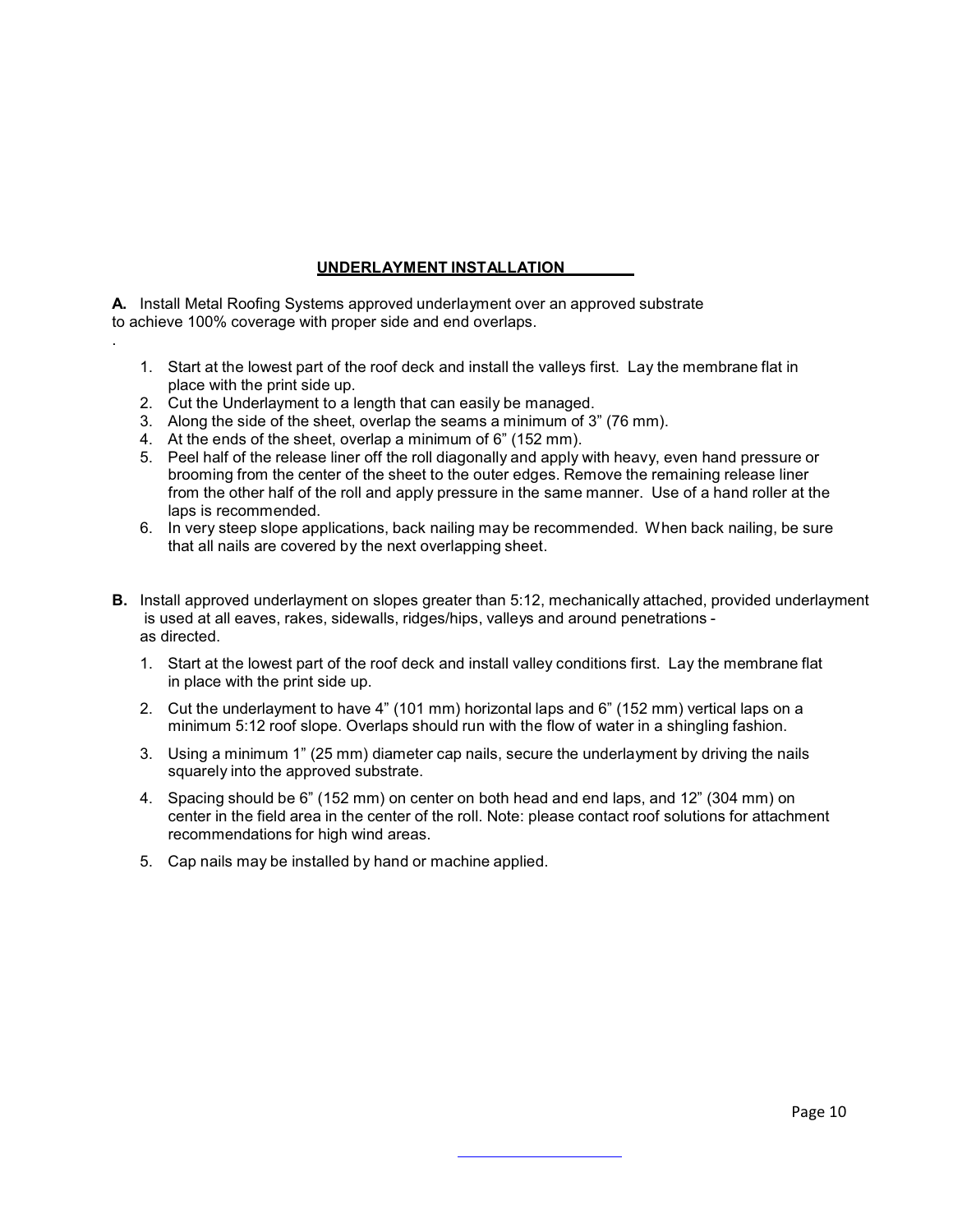## UNDERLAYMENT INSTALLATION

**A.** Install Metal Roofing Systems approved underlayment over an approved substrate to achieve 100% coverage with proper side and end overlaps.

1. Start at the lowest part of the roof deck and install the valleys first. Lay the membrane flat in place with the print side up.
2. Cut the Underlayment to a length that can easily be managed.
3. Along the side of the sheet, overlap the seams a minimum of 3" (76 mm).
4. At the ends of the sheet, overlap a minimum of 6" (152 mm).
5. Peel half of the release liner off the roll diagonally and apply with heavy, even hand pressure or brooming from the center of the sheet to the outer edges. Remove the remaining release liner from the other half of the roll and apply pressure in the same manner. Use of a hand roller at the laps is recommended.
6. In very steep slope applications, back nailing may be recommended. When back nailing, be sure that all nails are covered by the next overlapping sheet.

**B.** Install approved underlayment on slopes greater than 5:12, mechanically attached, provided underlayment is used at all eaves, rakes, sidewalls, ridges/hips, valleys and around penetrations - as directed.

1. Start at the lowest part of the roof deck and install valley conditions first. Lay the membrane flat in place with the print side up.
2. Cut the underlayment to have 4" (101 mm) horizontal laps and 6" (152 mm) vertical laps on a minimum 5:12 roof slope. Overlaps should run with the flow of water in a shingling fashion.
3. Using a minimum 1" (25 mm) diameter cap nails, secure the underlayment by driving the nails squarely into the approved substrate.
4. Spacing should be 6" (152 mm) on center on both head and end laps, and 12" (304 mm) on center in the field area in the center of the roll. Note: please contact roof solutions for attachment recommendations for high wind areas.
5. Cap nails may be installed by hand or machine applied.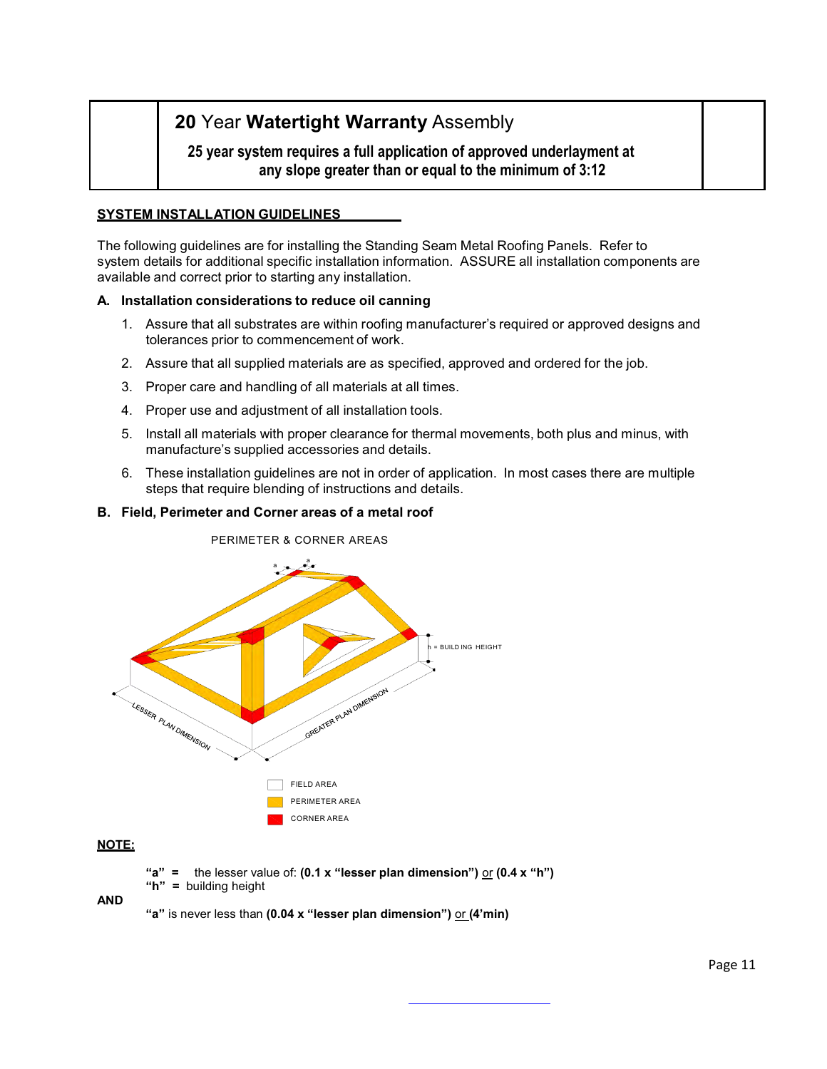# 20 Year **Watertight Warranty** Assembly

**25 year system requires a full application of approved underlayment at any slope greater than or equal to the minimum of 3:12**

## SYSTEM INSTALLATION GUIDELINES

The following guidelines are for installing the Standing Seam Metal Roofing Panels. Refer to system details for additional specific installation information. ASSURE all installation components are available and correct prior to starting any installation.

### A. Installation considerations to reduce oil canning

1. Assure that all substrates are within roofing manufacturer's required or approved designs and tolerances prior to commencement of work.
2. Assure that all supplied materials are as specified, approved and ordered for the job.
3. Proper care and handling of all materials at all times.
4. Proper use and adjustment of all installation tools.
5. Install all materials with proper clearance for thermal movements, both plus and minus, with manufacture's supplied accessories and details.
6. These installation guidelines are not in order of application. In most cases there are multiple steps that require blending of instructions and details.

### B. Field, Perimeter and Corner areas of a metal roof

PERIMETER & CORNER AREAS

a

a

h = BUILDING HEIGHT

LESSER PLAN DIMENSION

GREATER PLAN DIMENSION

FIELD AREA

PERIMETER AREA

CORNER AREA

**NOTE:**

**"a" =** the lesser value of: **(0.1 x "lesser plan dimension")** or **(0.4 x "h")**
**"h" =** building height

**AND**

**"a"** is never less than **(0.04 x "lesser plan dimension")** or **(4'min)**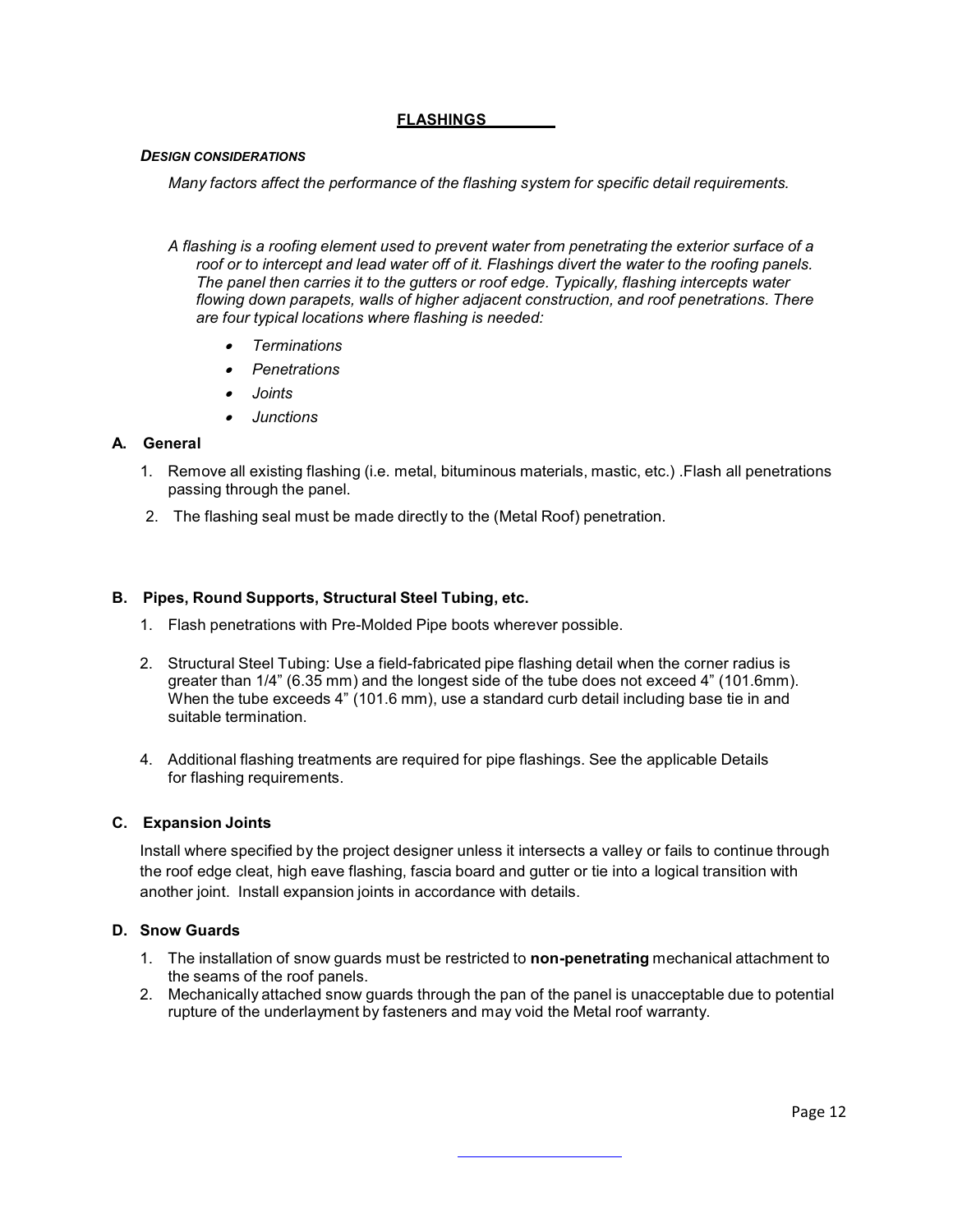## FLASHINGS

***DESIGN CONSIDERATIONS***

*Many factors affect the performance of the flashing system for specific detail requirements.*

*A flashing is a roofing element used to prevent water from penetrating the exterior surface of a roof or to intercept and lead water off of it. Flashings divert the water to the roofing panels. The panel then carries it to the gutters or roof edge. Typically, flashing intercepts water flowing down parapets, walls of higher adjacent construction, and roof penetrations. There are four typical locations where flashing is needed:*

- *Terminations*
- *Penetrations*
- *Joints*
- *Junctions*

### A. General

1. Remove all existing flashing (i.e. metal, bituminous materials, mastic, etc.) .Flash all penetrations passing through the panel.
2. The flashing seal must be made directly to the (Metal Roof) penetration.

### B. Pipes, Round Supports, Structural Steel Tubing, etc.

1. Flash penetrations with Pre-Molded Pipe boots wherever possible.
2. Structural Steel Tubing: Use a field-fabricated pipe flashing detail when the corner radius is greater than 1/4" (6.35 mm) and the longest side of the tube does not exceed 4" (101.6mm). When the tube exceeds 4" (101.6 mm), use a standard curb detail including base tie in and suitable termination.
4. Additional flashing treatments are required for pipe flashings. See the applicable Details for flashing requirements.

### C. Expansion Joints

Install where specified by the project designer unless it intersects a valley or fails to continue through the roof edge cleat, high eave flashing, fascia board and gutter or tie into a logical transition with another joint. Install expansion joints in accordance with details.

### D. Snow Guards

1. The installation of snow guards must be restricted to **non-penetrating** mechanical attachment to the seams of the roof panels.
2. Mechanically attached snow guards through the pan of the panel is unacceptable due to potential rupture of the underlayment by fasteners and may void the Metal roof warranty.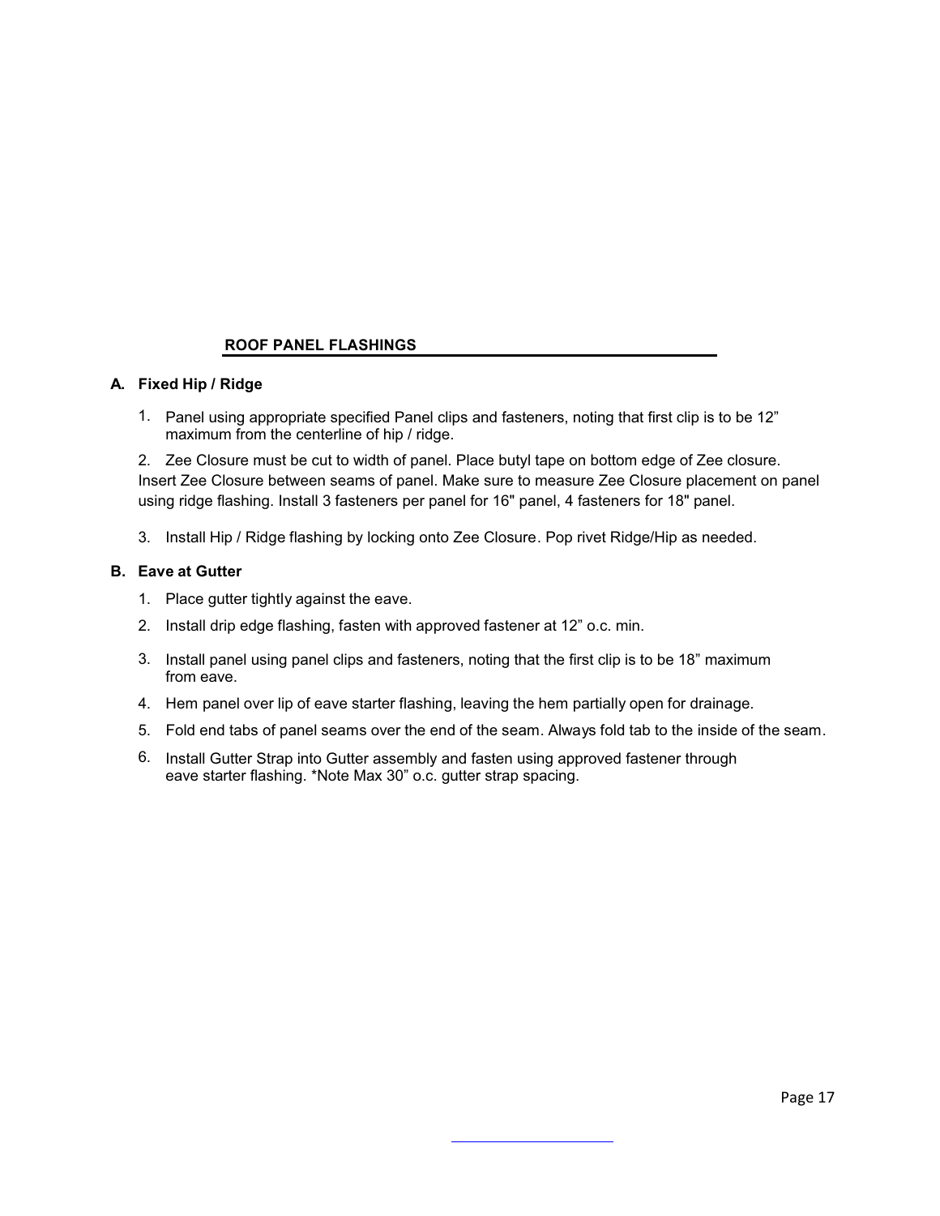## ROOF PANEL FLASHINGS

### A. Fixed Hip / Ridge

1. Panel using appropriate specified Panel clips and fasteners, noting that first clip is to be 12" maximum from the centerline of hip / ridge.
2. Zee Closure must be cut to width of panel. Place butyl tape on bottom edge of Zee closure. Insert Zee Closure between seams of panel. Make sure to measure Zee Closure placement on panel using ridge flashing. Install 3 fasteners per panel for 16" panel, 4 fasteners for 18" panel.
3. Install Hip / Ridge flashing by locking onto Zee Closure. Pop rivet Ridge/Hip as needed.

### B. Eave at Gutter

1. Place gutter tightly against the eave.
2. Install drip edge flashing, fasten with approved fastener at 12" o.c. min.
3. Install panel using panel clips and fasteners, noting that the first clip is to be 18" maximum from eave.
4. Hem panel over lip of eave starter flashing, leaving the hem partially open for drainage.
5. Fold end tabs of panel seams over the end of the seam. Always fold tab to the inside of the seam.
6. Install Gutter Strap into Gutter assembly and fasten using approved fastener through eave starter flashing. *Note Max 30" o.c. gutter strap spacing.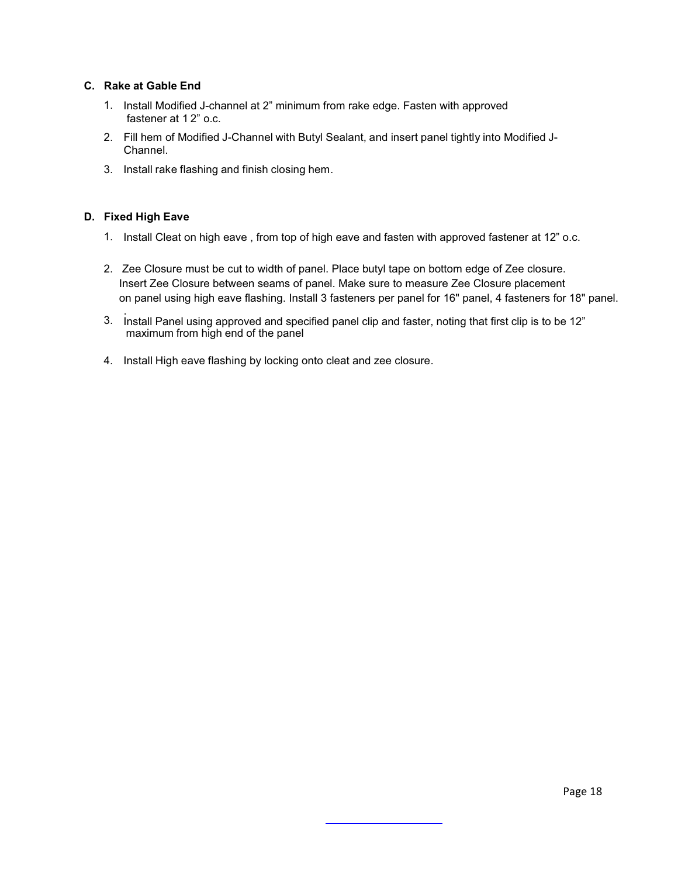### C. Rake at Gable End

1. Install Modified J-channel at 2" minimum from rake edge. Fasten with approved fastener at 1 2" o.c.
2. Fill hem of Modified J-Channel with Butyl Sealant, and insert panel tightly into Modified J-Channel.
3. Install rake flashing and finish closing hem.

### D. Fixed High Eave

1. Install Cleat on high eave , from top of high eave and fasten with approved fastener at 12" o.c.
2. Zee Closure must be cut to width of panel. Place butyl tape on bottom edge of Zee closure. Insert Zee Closure between seams of panel. Make sure to measure Zee Closure placement on panel using high eave flashing. Install 3 fasteners per panel for 16" panel, 4 fasteners for 18" panel.
3. Install Panel using approved and specified panel clip and faster, noting that first clip is to be 12" maximum from high end of the panel
4. Install High eave flashing by locking onto cleat and zee closure.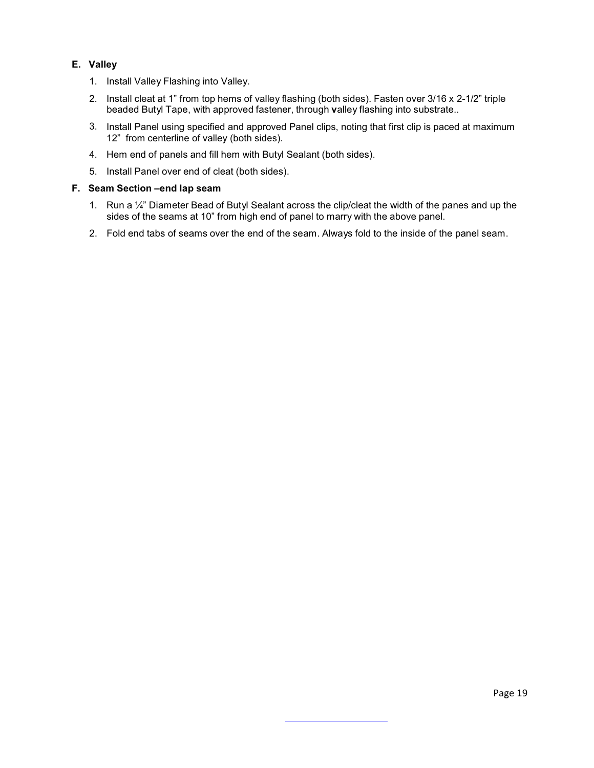**E. Valley**

1. Install Valley Flashing into Valley.
2. Install cleat at 1" from top hems of valley flashing (both sides). Fasten over 3/16 x 2-1/2" triple beaded Butyl Tape, with approved fastener, through **v**alley flashing into substrate..
3. Install Panel using specified and approved Panel clips, noting that first clip is paced at maximum 12" from centerline of valley (both sides).
4. Hem end of panels and fill hem with Butyl Sealant (both sides).
5. Install Panel over end of cleat (both sides).

**F. Seam Section –end lap seam**

1. Run a ¼" Diameter Bead of Butyl Sealant across the clip/cleat the width of the panes and up the sides of the seams at 10" from high end of panel to marry with the above panel.
2. Fold end tabs of seams over the end of the seam. Always fold to the inside of the panel seam.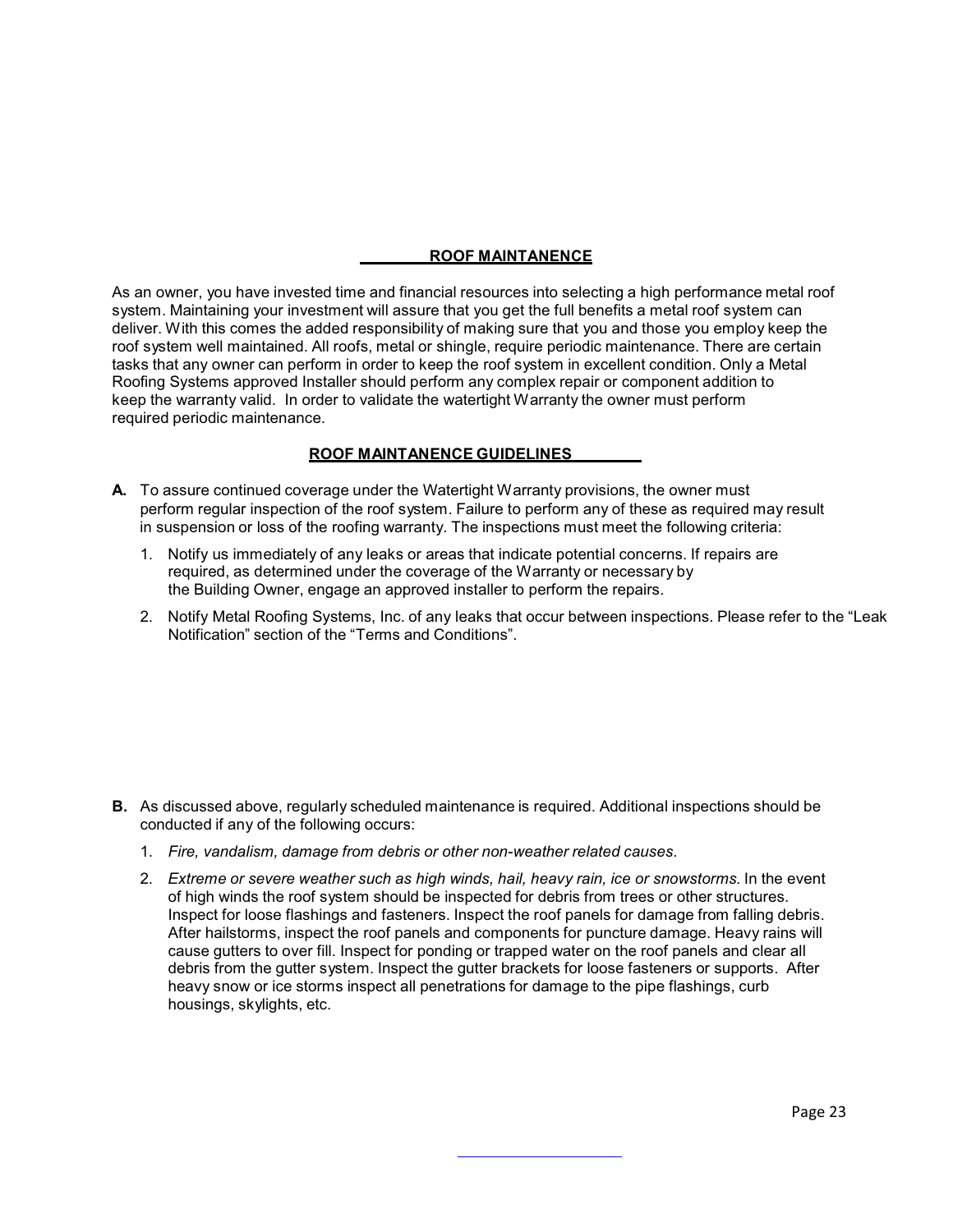## ROOF MAINTANENCE

As an owner, you have invested time and financial resources into selecting a high performance metal roof system. Maintaining your investment will assure that you get the full benefits a metal roof system can deliver. With this comes the added responsibility of making sure that you and those you employ keep the roof system well maintained. All roofs, metal or shingle, require periodic maintenance. There are certain tasks that any owner can perform in order to keep the roof system in excellent condition. Only a Metal Roofing Systems approved Installer should perform any complex repair or component addition to keep the warranty valid. In order to validate the watertight Warranty the owner must perform required periodic maintenance.

### ROOF MAINTANENCE GUIDELINES

**A.** To assure continued coverage under the Watertight Warranty provisions, the owner must perform regular inspection of the roof system. Failure to perform any of these as required may result in suspension or loss of the roofing warranty. The inspections must meet the following criteria:

1. Notify us immediately of any leaks or areas that indicate potential concerns. If repairs are required, as determined under the coverage of the Warranty or necessary by the Building Owner, engage an approved installer to perform the repairs.
2. Notify Metal Roofing Systems, Inc. of any leaks that occur between inspections. Please refer to the "Leak Notification" section of the "Terms and Conditions".

**B.** As discussed above, regularly scheduled maintenance is required. Additional inspections should be conducted if any of the following occurs:

1. *Fire, vandalism, damage from debris or other non-weather related causes*.
2. *Extreme or severe weather such as high winds, hail, heavy rain, ice or snowstorms*. In the event of high winds the roof system should be inspected for debris from trees or other structures. Inspect for loose flashings and fasteners. Inspect the roof panels for damage from falling debris. After hailstorms, inspect the roof panels and components for puncture damage. Heavy rains will cause gutters to over fill. Inspect for ponding or trapped water on the roof panels and clear all debris from the gutter system. Inspect the gutter brackets for loose fasteners or supports. After heavy snow or ice storms inspect all penetrations for damage to the pipe flashings, curb housings, skylights, etc.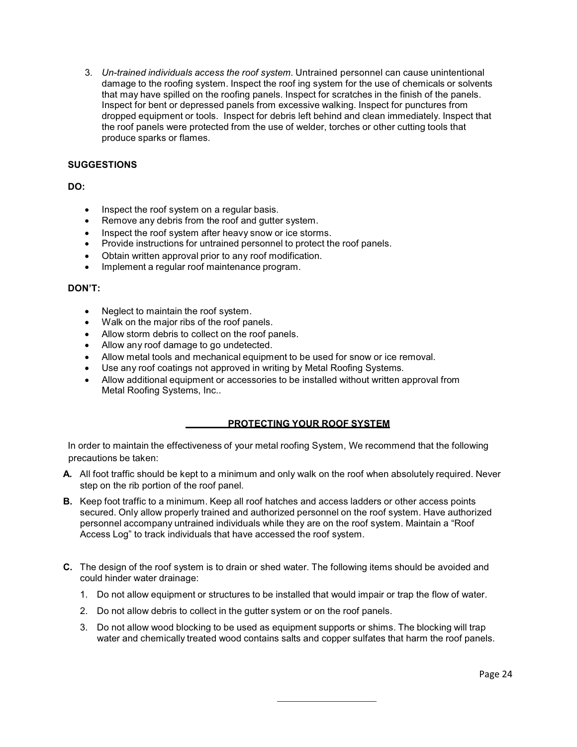3. *Un-trained individuals access the roof system.* Untrained personnel can cause unintentional damage to the roofing system. Inspect the roof ing system for the use of chemicals or solvents that may have spilled on the roofing panels. Inspect for scratches in the finish of the panels. Inspect for bent or depressed panels from excessive walking. Inspect for punctures from dropped equipment or tools. Inspect for debris left behind and clean immediately. Inspect that the roof panels were protected from the use of welder, torches or other cutting tools that produce sparks or flames.

**SUGGESTIONS**

**DO:**

- Inspect the roof system on a regular basis.
- Remove any debris from the roof and gutter system.
- Inspect the roof system after heavy snow or ice storms.
- Provide instructions for untrained personnel to protect the roof panels.
- Obtain written approval prior to any roof modification.
- Implement a regular roof maintenance program.

**DON'T:**

- Neglect to maintain the roof system.
- Walk on the major ribs of the roof panels.
- Allow storm debris to collect on the roof panels.
- Allow any roof damage to go undetected.
- Allow metal tools and mechanical equipment to be used for snow or ice removal.
- Use any roof coatings not approved in writing by Metal Roofing Systems.
- Allow additional equipment or accessories to be installed without written approval from Metal Roofing Systems, Inc..

## PROTECTING YOUR ROOF SYSTEM

In order to maintain the effectiveness of your metal roofing System, We recommend that the following precautions be taken:

**A.** All foot traffic should be kept to a minimum and only walk on the roof when absolutely required. Never step on the rib portion of the roof panel.

**B.** Keep foot traffic to a minimum. Keep all roof hatches and access ladders or other access points secured. Only allow properly trained and authorized personnel on the roof system. Have authorized personnel accompany untrained individuals while they are on the roof system. Maintain a "Roof Access Log" to track individuals that have accessed the roof system.

**C.** The design of the roof system is to drain or shed water. The following items should be avoided and could hinder water drainage:

1. Do not allow equipment or structures to be installed that would impair or trap the flow of water.
2. Do not allow debris to collect in the gutter system or on the roof panels.
3. Do not allow wood blocking to be used as equipment supports or shims. The blocking will trap water and chemically treated wood contains salts and copper sulfates that harm the roof panels.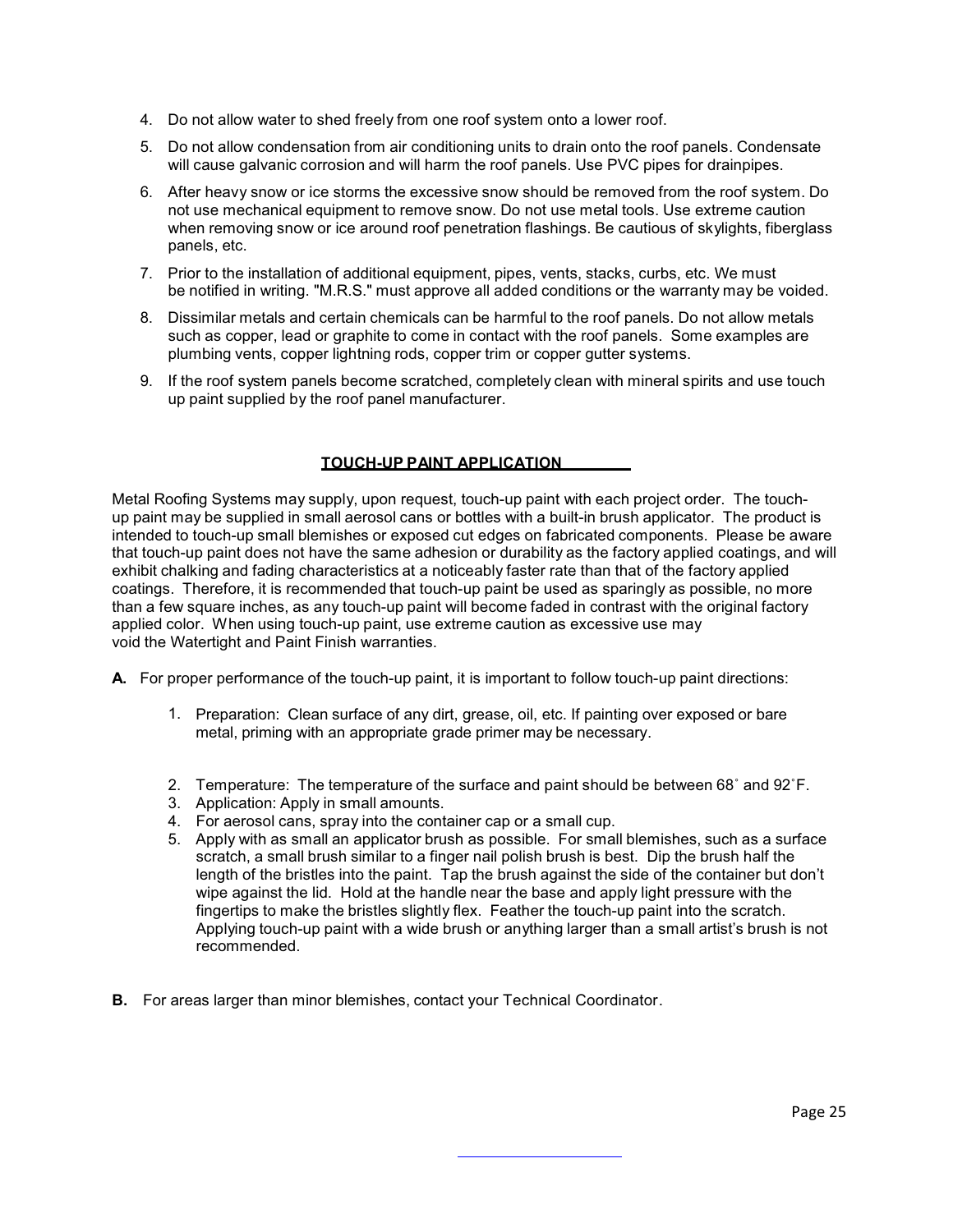4. Do not allow water to shed freely from one roof system onto a lower roof.
5. Do not allow condensation from air conditioning units to drain onto the roof panels. Condensate will cause galvanic corrosion and will harm the roof panels. Use PVC pipes for drainpipes.
6. After heavy snow or ice storms the excessive snow should be removed from the roof system. Do not use mechanical equipment to remove snow. Do not use metal tools. Use extreme caution when removing snow or ice around roof penetration flashings. Be cautious of skylights, fiberglass panels, etc.
7. Prior to the installation of additional equipment, pipes, vents, stacks, curbs, etc. We must be notified in writing. "M.R.S." must approve all added conditions or the warranty may be voided.
8. Dissimilar metals and certain chemicals can be harmful to the roof panels. Do not allow metals such as copper, lead or graphite to come in contact with the roof panels. Some examples are plumbing vents, copper lightning rods, copper trim or copper gutter systems.
9. If the roof system panels become scratched, completely clean with mineral spirits and use touch up paint supplied by the roof panel manufacturer.

## TOUCH-UP PAINT APPLICATION

Metal Roofing Systems may supply, upon request, touch-up paint with each project order. The touch-up paint may be supplied in small aerosol cans or bottles with a built-in brush applicator. The product is intended to touch-up small blemishes or exposed cut edges on fabricated components. Please be aware that touch-up paint does not have the same adhesion or durability as the factory applied coatings, and will exhibit chalking and fading characteristics at a noticeably faster rate than that of the factory applied coatings. Therefore, it is recommended that touch-up paint be used as sparingly as possible, no more than a few square inches, as any touch-up paint will become faded in contrast with the original factory applied color. When using touch-up paint, use extreme caution as excessive use may void the Watertight and Paint Finish warranties.

**A.** For proper performance of the touch-up paint, it is important to follow touch-up paint directions:

1. Preparation: Clean surface of any dirt, grease, oil, etc. If painting over exposed or bare metal, priming with an appropriate grade primer may be necessary.
2. Temperature: The temperature of the surface and paint should be between 68˚ and 92˚F.
3. Application: Apply in small amounts.
4. For aerosol cans, spray into the container cap or a small cup.
5. Apply with as small an applicator brush as possible. For small blemishes, such as a surface scratch, a small brush similar to a finger nail polish brush is best. Dip the brush half the length of the bristles into the paint. Tap the brush against the side of the container but don't wipe against the lid. Hold at the handle near the base and apply light pressure with the fingertips to make the bristles slightly flex. Feather the touch-up paint into the scratch. Applying touch-up paint with a wide brush or anything larger than a small artist's brush is not recommended.

**B.** For areas larger than minor blemishes, contact your Technical Coordinator.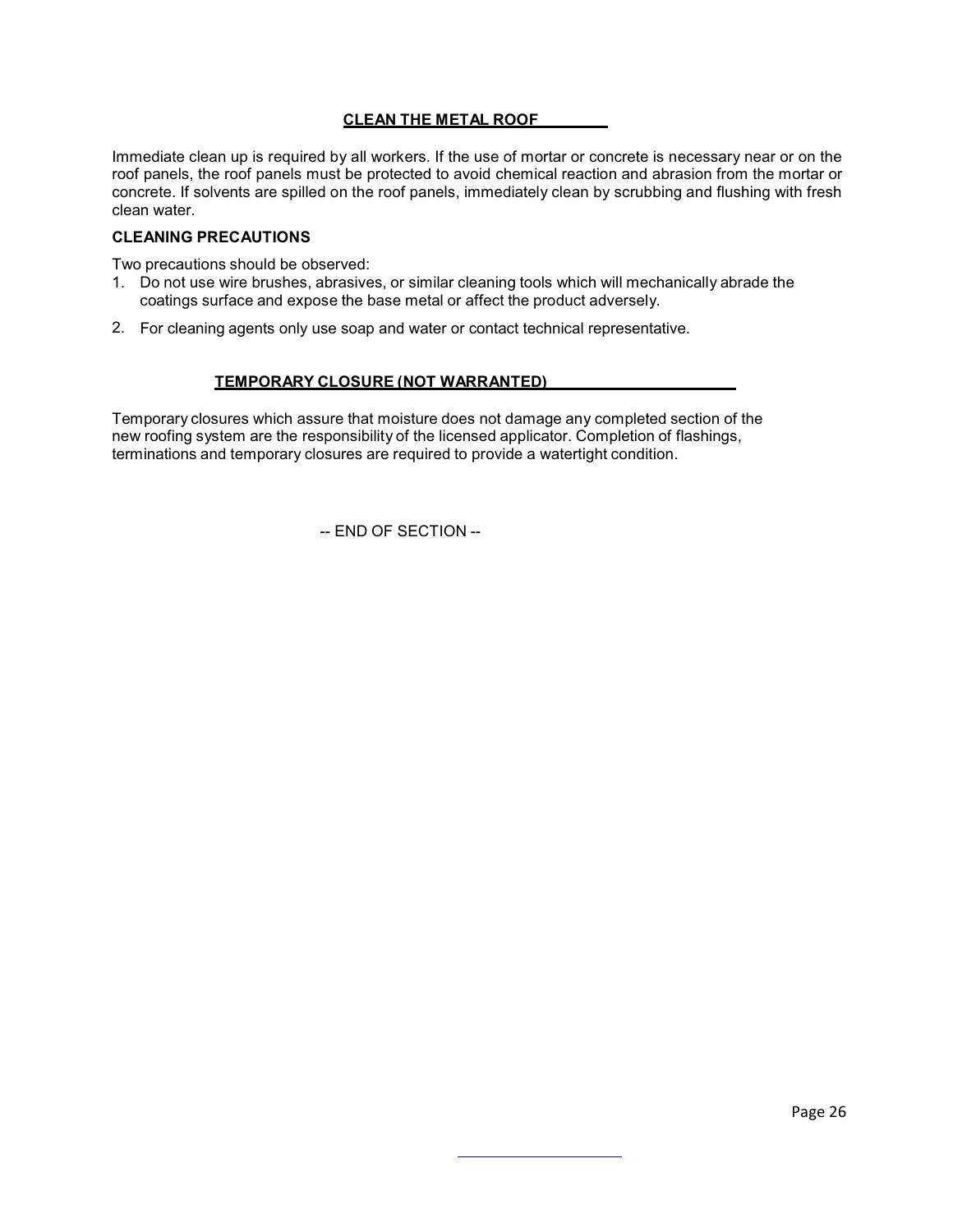## CLEAN THE METAL ROOF

Immediate clean up is required by all workers. If the use of mortar or concrete is necessary near or on the roof panels, the roof panels must be protected to avoid chemical reaction and abrasion from the mortar or concrete. If solvents are spilled on the roof panels, immediately clean by scrubbing and flushing with fresh clean water.

### CLEANING PRECAUTIONS

Two precautions should be observed:

1. Do not use wire brushes, abrasives, or similar cleaning tools which will mechanically abrade the coatings surface and expose the base metal or affect the product adversely.
2. For cleaning agents only use soap and water or contact technical representative.

## TEMPORARY CLOSURE (NOT WARRANTED)

Temporary closures which assure that moisture does not damage any completed section of the new roofing system are the responsibility of the licensed applicator. Completion of flashings, terminations and temporary closures are required to provide a watertight condition.

-- END OF SECTION --